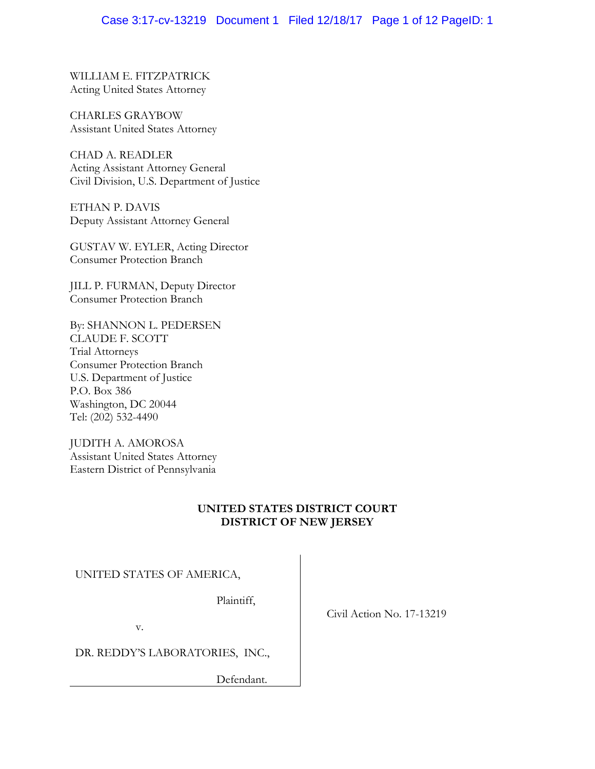WILLIAM E. FITZPATRICK
Acting United States Attorney

CHARLES GRAYBOW
Assistant United States Attorney

CHAD A. READLER
Acting Assistant Attorney General
Civil Division, U.S. Department of Justice

ETHAN P. DAVIS
Deputy Assistant Attorney General

GUSTAV W. EYLER, Acting Director
Consumer Protection Branch

JILL P. FURMAN, Deputy Director
Consumer Protection Branch

By: SHANNON L. PEDERSEN
CLAUDE F. SCOTT
Trial Attorneys
Consumer Protection Branch
U.S. Department of Justice
P.O. Box 386
Washington, DC 20044
Tel: (202) 532-4490

JUDITH A. AMOROSA
Assistant United States Attorney
Eastern District of Pennsylvania

**UNITED STATES DISTRICT COURT**
**DISTRICT OF NEW JERSEY**

UNITED STATES OF AMERICA,

Plaintiff,

v.

DR. REDDY'S LABORATORIES, INC.,

Defendant.

Civil Action No. 17-13219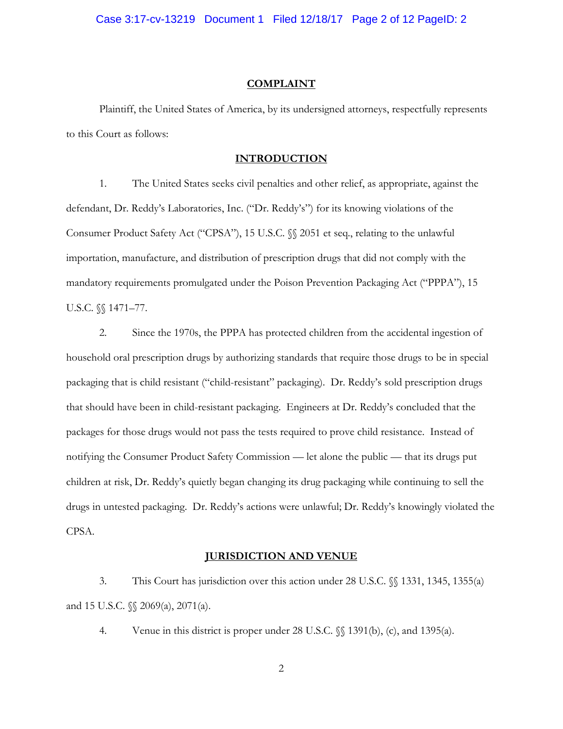## COMPLAINT

Plaintiff, the United States of America, by its undersigned attorneys, respectfully represents to this Court as follows:

## INTRODUCTION

1. The United States seeks civil penalties and other relief, as appropriate, against the defendant, Dr. Reddy's Laboratories, Inc. ("Dr. Reddy's") for its knowing violations of the Consumer Product Safety Act ("CPSA"), 15 U.S.C. §§ 2051 et seq., relating to the unlawful importation, manufacture, and distribution of prescription drugs that did not comply with the mandatory requirements promulgated under the Poison Prevention Packaging Act ("PPPA"), 15 U.S.C. §§ 1471–77.

2. Since the 1970s, the PPPA has protected children from the accidental ingestion of household oral prescription drugs by authorizing standards that require those drugs to be in special packaging that is child resistant ("child-resistant" packaging). Dr. Reddy's sold prescription drugs that should have been in child-resistant packaging. Engineers at Dr. Reddy's concluded that the packages for those drugs would not pass the tests required to prove child resistance. Instead of notifying the Consumer Product Safety Commission — let alone the public — that its drugs put children at risk, Dr. Reddy's quietly began changing its drug packaging while continuing to sell the drugs in untested packaging. Dr. Reddy's actions were unlawful; Dr. Reddy's knowingly violated the CPSA.

## JURISDICTION AND VENUE

3. This Court has jurisdiction over this action under 28 U.S.C. §§ 1331, 1345, 1355(a) and 15 U.S.C. §§ 2069(a), 2071(a).

4. Venue in this district is proper under 28 U.S.C. §§ 1391(b), (c), and 1395(a).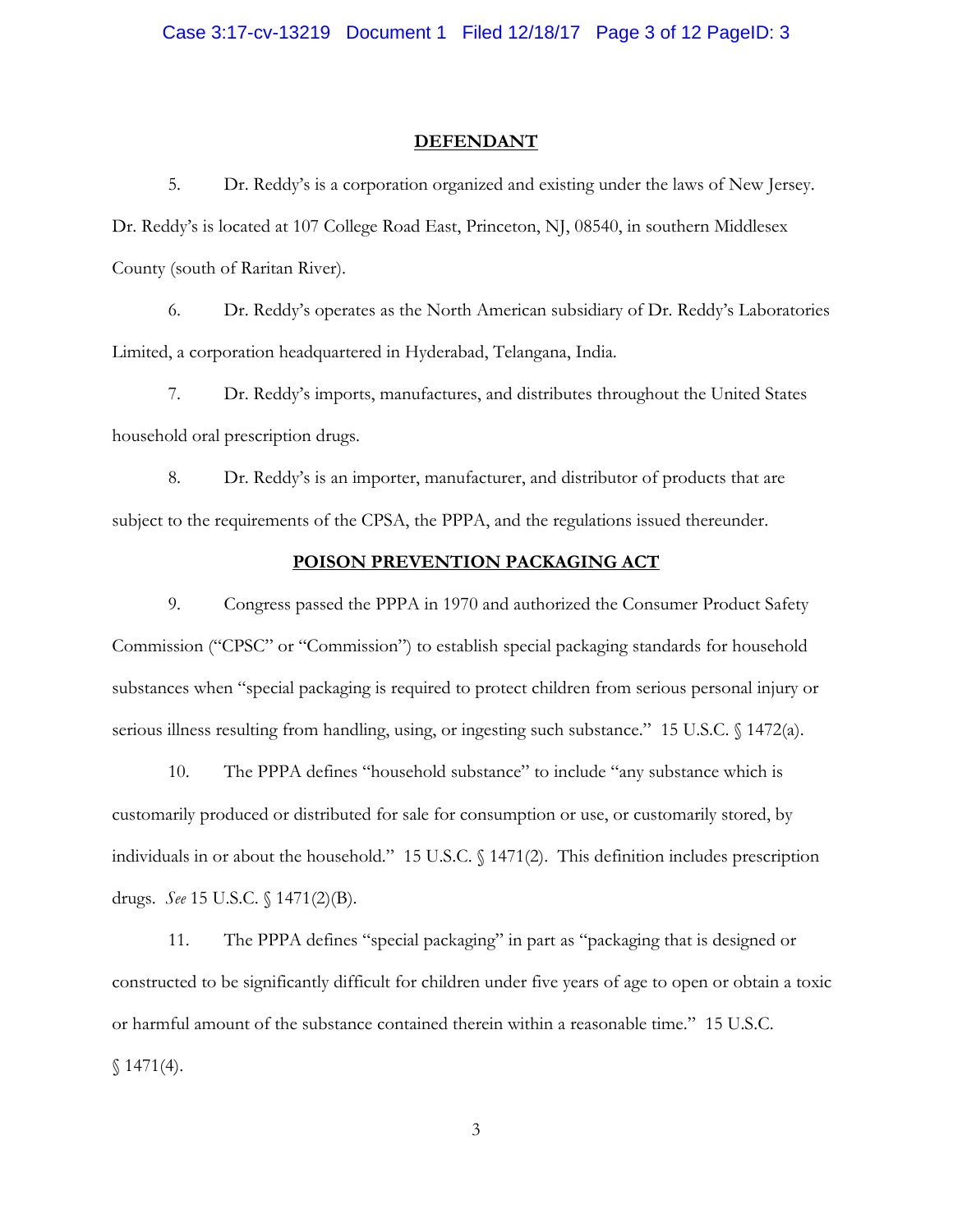## DEFENDANT

5. Dr. Reddy's is a corporation organized and existing under the laws of New Jersey. Dr. Reddy's is located at 107 College Road East, Princeton, NJ, 08540, in southern Middlesex County (south of Raritan River).

6. Dr. Reddy's operates as the North American subsidiary of Dr. Reddy's Laboratories Limited, a corporation headquartered in Hyderabad, Telangana, India.

7. Dr. Reddy's imports, manufactures, and distributes throughout the United States household oral prescription drugs.

8. Dr. Reddy's is an importer, manufacturer, and distributor of products that are subject to the requirements of the CPSA, the PPPA, and the regulations issued thereunder.

## POISON PREVENTION PACKAGING ACT

9. Congress passed the PPPA in 1970 and authorized the Consumer Product Safety Commission ("CPSC" or "Commission") to establish special packaging standards for household substances when "special packaging is required to protect children from serious personal injury or serious illness resulting from handling, using, or ingesting such substance." 15 U.S.C. § 1472(a).

10. The PPPA defines "household substance" to include "any substance which is customarily produced or distributed for sale for consumption or use, or customarily stored, by individuals in or about the household." 15 U.S.C. § 1471(2). This definition includes prescription drugs. *See* 15 U.S.C. § 1471(2)(B).

11. The PPPA defines "special packaging" in part as "packaging that is designed or constructed to be significantly difficult for children under five years of age to open or obtain a toxic or harmful amount of the substance contained therein within a reasonable time." 15 U.S.C. § 1471(4).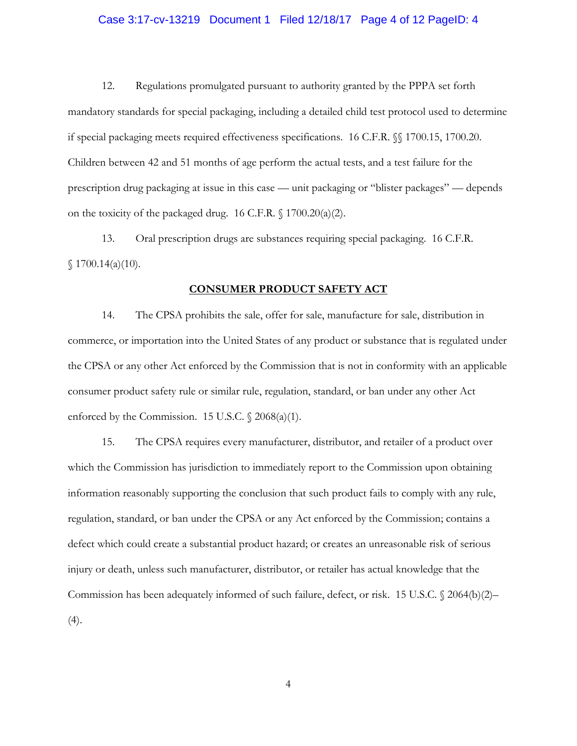12. Regulations promulgated pursuant to authority granted by the PPPA set forth mandatory standards for special packaging, including a detailed child test protocol used to determine if special packaging meets required effectiveness specifications. 16 C.F.R. §§ 1700.15, 1700.20. Children between 42 and 51 months of age perform the actual tests, and a test failure for the prescription drug packaging at issue in this case — unit packaging or "blister packages" — depends on the toxicity of the packaged drug. 16 C.F.R. § 1700.20(a)(2).

13. Oral prescription drugs are substances requiring special packaging. 16 C.F.R. § 1700.14(a)(10).

**CONSUMER PRODUCT SAFETY ACT**

14. The CPSA prohibits the sale, offer for sale, manufacture for sale, distribution in commerce, or importation into the United States of any product or substance that is regulated under the CPSA or any other Act enforced by the Commission that is not in conformity with an applicable consumer product safety rule or similar rule, regulation, standard, or ban under any other Act enforced by the Commission. 15 U.S.C. § 2068(a)(1).

15. The CPSA requires every manufacturer, distributor, and retailer of a product over which the Commission has jurisdiction to immediately report to the Commission upon obtaining information reasonably supporting the conclusion that such product fails to comply with any rule, regulation, standard, or ban under the CPSA or any Act enforced by the Commission; contains a defect which could create a substantial product hazard; or creates an unreasonable risk of serious injury or death, unless such manufacturer, distributor, or retailer has actual knowledge that the Commission has been adequately informed of such failure, defect, or risk. 15 U.S.C. § 2064(b)(2)–(4).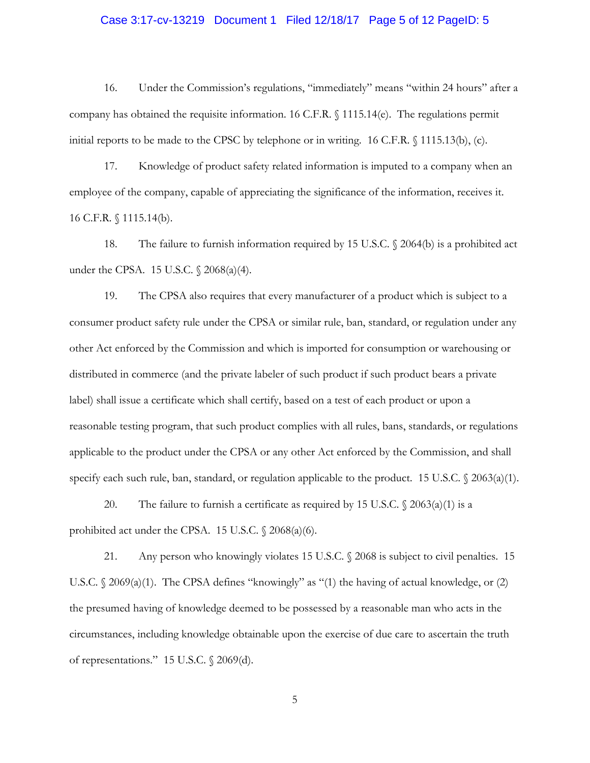16. Under the Commission's regulations, "immediately" means "within 24 hours" after a company has obtained the requisite information. 16 C.F.R. § 1115.14(e). The regulations permit initial reports to be made to the CPSC by telephone or in writing. 16 C.F.R. § 1115.13(b), (c).

17. Knowledge of product safety related information is imputed to a company when an employee of the company, capable of appreciating the significance of the information, receives it. 16 C.F.R. § 1115.14(b).

18. The failure to furnish information required by 15 U.S.C. § 2064(b) is a prohibited act under the CPSA. 15 U.S.C. § 2068(a)(4).

19. The CPSA also requires that every manufacturer of a product which is subject to a consumer product safety rule under the CPSA or similar rule, ban, standard, or regulation under any other Act enforced by the Commission and which is imported for consumption or warehousing or distributed in commerce (and the private labeler of such product if such product bears a private label) shall issue a certificate which shall certify, based on a test of each product or upon a reasonable testing program, that such product complies with all rules, bans, standards, or regulations applicable to the product under the CPSA or any other Act enforced by the Commission, and shall specify each such rule, ban, standard, or regulation applicable to the product. 15 U.S.C. § 2063(a)(1).

20. The failure to furnish a certificate as required by 15 U.S.C. § 2063(a)(1) is a prohibited act under the CPSA. 15 U.S.C. § 2068(a)(6).

21. Any person who knowingly violates 15 U.S.C. § 2068 is subject to civil penalties. 15 U.S.C. § 2069(a)(1). The CPSA defines "knowingly" as "(1) the having of actual knowledge, or (2) the presumed having of knowledge deemed to be possessed by a reasonable man who acts in the circumstances, including knowledge obtainable upon the exercise of due care to ascertain the truth of representations." 15 U.S.C. § 2069(d).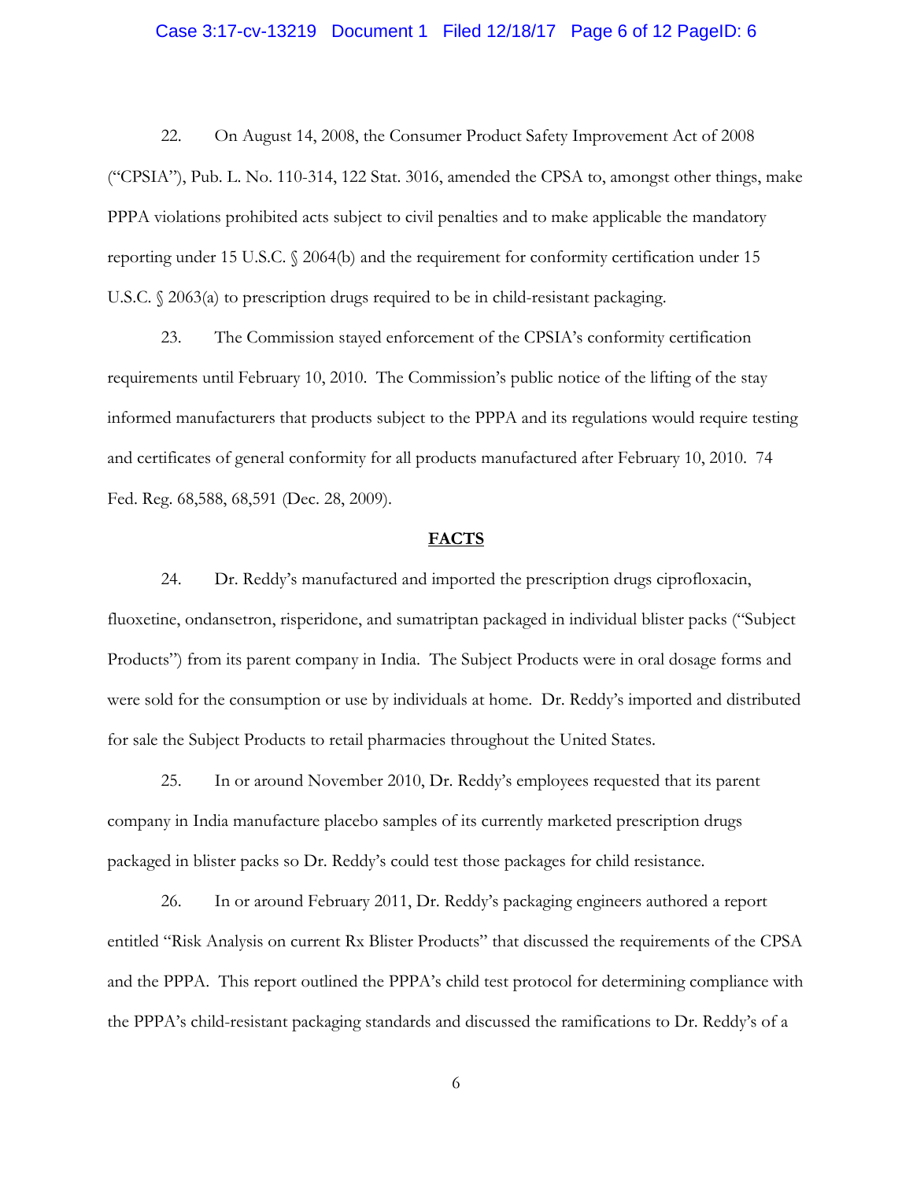22. On August 14, 2008, the Consumer Product Safety Improvement Act of 2008 ("CPSIA"), Pub. L. No. 110-314, 122 Stat. 3016, amended the CPSA to, amongst other things, make PPPA violations prohibited acts subject to civil penalties and to make applicable the mandatory reporting under 15 U.S.C. § 2064(b) and the requirement for conformity certification under 15 U.S.C. § 2063(a) to prescription drugs required to be in child-resistant packaging.

23. The Commission stayed enforcement of the CPSIA's conformity certification requirements until February 10, 2010. The Commission's public notice of the lifting of the stay informed manufacturers that products subject to the PPPA and its regulations would require testing and certificates of general conformity for all products manufactured after February 10, 2010. 74 Fed. Reg. 68,588, 68,591 (Dec. 28, 2009).

**FACTS**

24. Dr. Reddy's manufactured and imported the prescription drugs ciprofloxacin, fluoxetine, ondansetron, risperidone, and sumatriptan packaged in individual blister packs ("Subject Products") from its parent company in India. The Subject Products were in oral dosage forms and were sold for the consumption or use by individuals at home. Dr. Reddy's imported and distributed for sale the Subject Products to retail pharmacies throughout the United States.

25. In or around November 2010, Dr. Reddy's employees requested that its parent company in India manufacture placebo samples of its currently marketed prescription drugs packaged in blister packs so Dr. Reddy's could test those packages for child resistance.

26. In or around February 2011, Dr. Reddy's packaging engineers authored a report entitled "Risk Analysis on current Rx Blister Products" that discussed the requirements of the CPSA and the PPPA. This report outlined the PPPA's child test protocol for determining compliance with the PPPA's child-resistant packaging standards and discussed the ramifications to Dr. Reddy's of a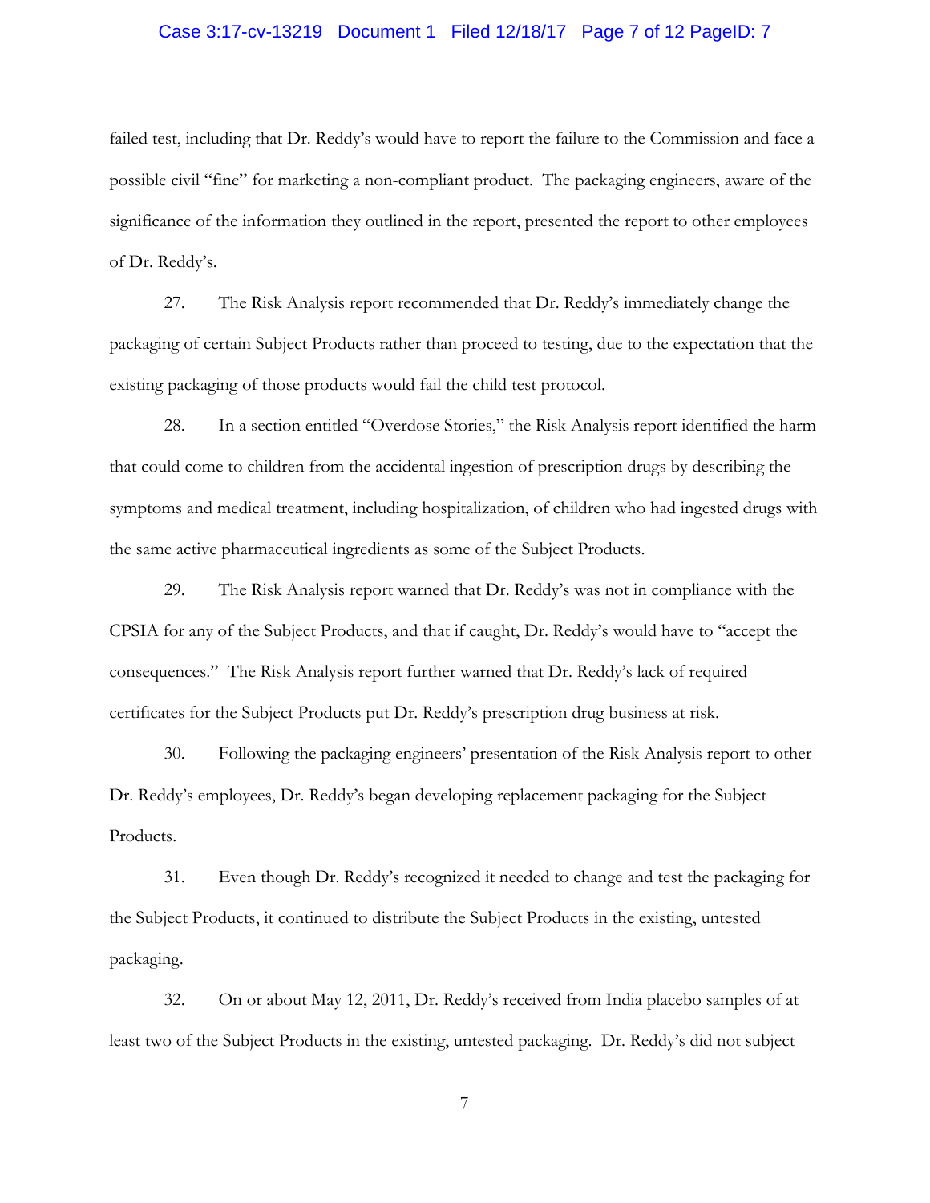failed test, including that Dr. Reddy's would have to report the failure to the Commission and face a possible civil "fine" for marketing a non-compliant product. The packaging engineers, aware of the significance of the information they outlined in the report, presented the report to other employees of Dr. Reddy's.

27. The Risk Analysis report recommended that Dr. Reddy's immediately change the packaging of certain Subject Products rather than proceed to testing, due to the expectation that the existing packaging of those products would fail the child test protocol.

28. In a section entitled "Overdose Stories," the Risk Analysis report identified the harm that could come to children from the accidental ingestion of prescription drugs by describing the symptoms and medical treatment, including hospitalization, of children who had ingested drugs with the same active pharmaceutical ingredients as some of the Subject Products.

29. The Risk Analysis report warned that Dr. Reddy's was not in compliance with the CPSIA for any of the Subject Products, and that if caught, Dr. Reddy's would have to "accept the consequences." The Risk Analysis report further warned that Dr. Reddy's lack of required certificates for the Subject Products put Dr. Reddy's prescription drug business at risk.

30. Following the packaging engineers' presentation of the Risk Analysis report to other Dr. Reddy's employees, Dr. Reddy's began developing replacement packaging for the Subject Products.

31. Even though Dr. Reddy's recognized it needed to change and test the packaging for the Subject Products, it continued to distribute the Subject Products in the existing, untested packaging.

32. On or about May 12, 2011, Dr. Reddy's received from India placebo samples of at least two of the Subject Products in the existing, untested packaging. Dr. Reddy's did not subject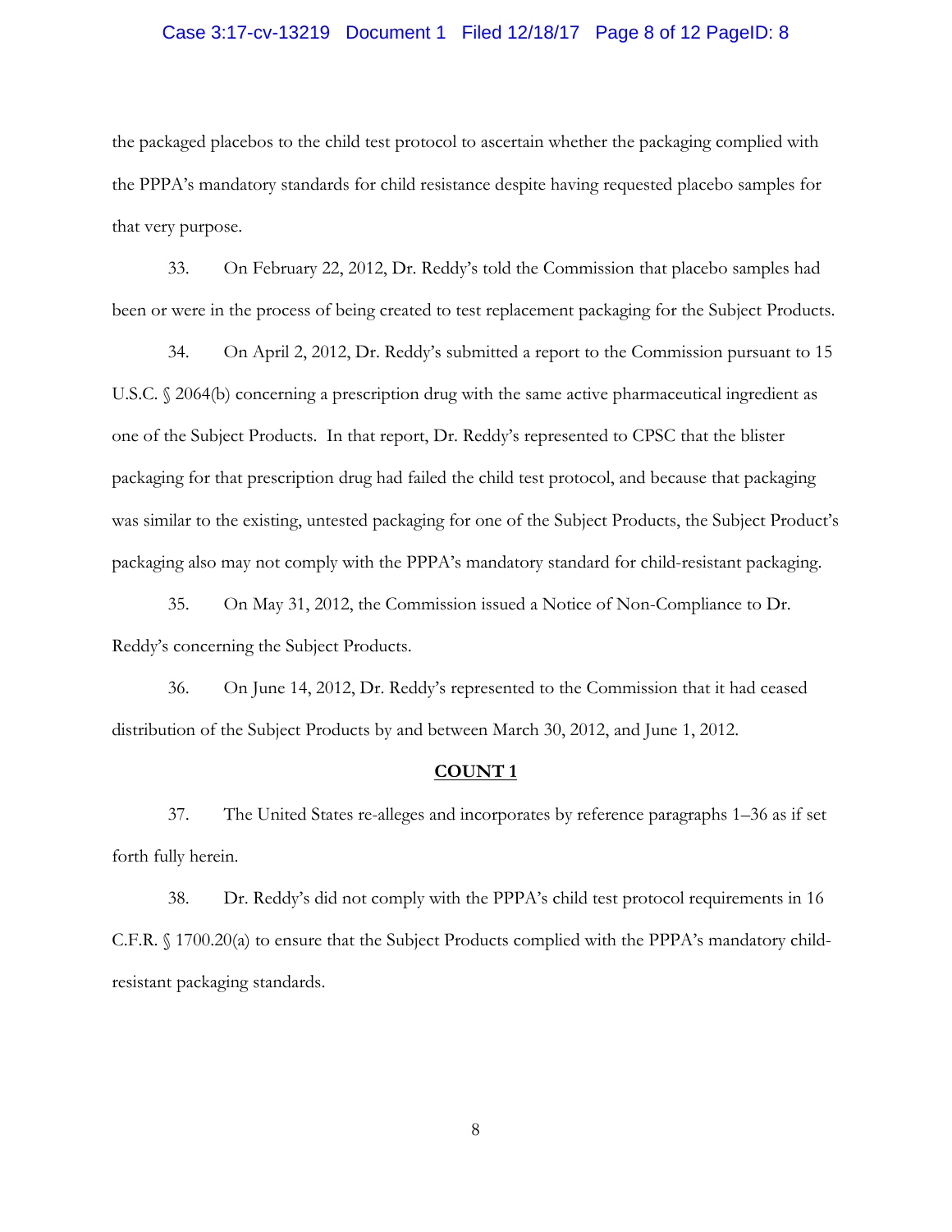the packaged placebos to the child test protocol to ascertain whether the packaging complied with the PPPA's mandatory standards for child resistance despite having requested placebo samples for that very purpose.

33. On February 22, 2012, Dr. Reddy's told the Commission that placebo samples had been or were in the process of being created to test replacement packaging for the Subject Products.

34. On April 2, 2012, Dr. Reddy's submitted a report to the Commission pursuant to 15 U.S.C. § 2064(b) concerning a prescription drug with the same active pharmaceutical ingredient as one of the Subject Products. In that report, Dr. Reddy's represented to CPSC that the blister packaging for that prescription drug had failed the child test protocol, and because that packaging was similar to the existing, untested packaging for one of the Subject Products, the Subject Product's packaging also may not comply with the PPPA's mandatory standard for child-resistant packaging.

35. On May 31, 2012, the Commission issued a Notice of Non-Compliance to Dr. Reddy's concerning the Subject Products.

36. On June 14, 2012, Dr. Reddy's represented to the Commission that it had ceased distribution of the Subject Products by and between March 30, 2012, and June 1, 2012.

**COUNT 1**

37. The United States re-alleges and incorporates by reference paragraphs 1–36 as if set forth fully herein.

38. Dr. Reddy's did not comply with the PPPA's child test protocol requirements in 16 C.F.R. § 1700.20(a) to ensure that the Subject Products complied with the PPPA's mandatory child-resistant packaging standards.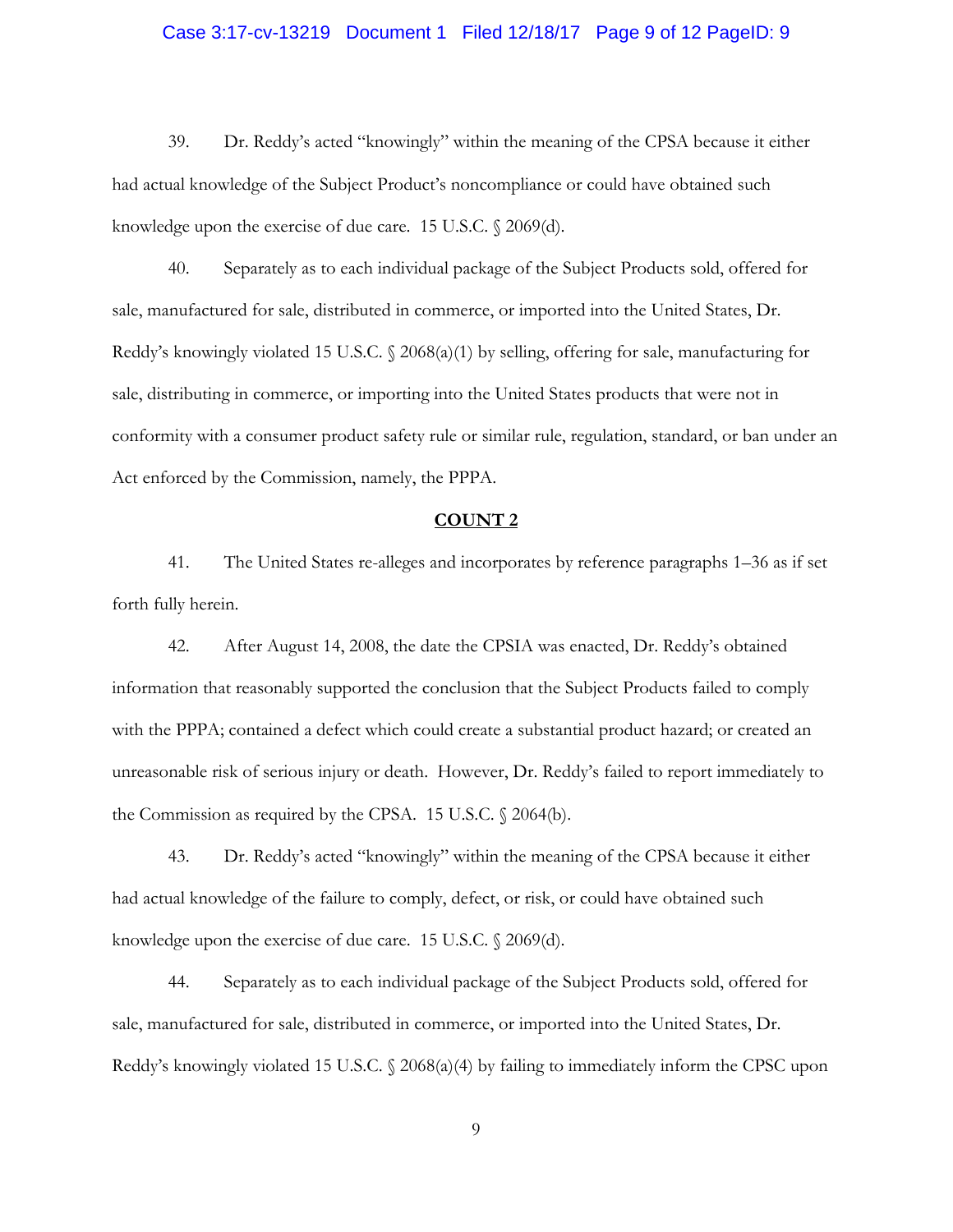39. Dr. Reddy's acted "knowingly" within the meaning of the CPSA because it either had actual knowledge of the Subject Product's noncompliance or could have obtained such knowledge upon the exercise of due care. 15 U.S.C. § 2069(d).

40. Separately as to each individual package of the Subject Products sold, offered for sale, manufactured for sale, distributed in commerce, or imported into the United States, Dr. Reddy's knowingly violated 15 U.S.C. § 2068(a)(1) by selling, offering for sale, manufacturing for sale, distributing in commerce, or importing into the United States products that were not in conformity with a consumer product safety rule or similar rule, regulation, standard, or ban under an Act enforced by the Commission, namely, the PPPA.

**COUNT 2**

41. The United States re-alleges and incorporates by reference paragraphs 1–36 as if set forth fully herein.

42. After August 14, 2008, the date the CPSIA was enacted, Dr. Reddy's obtained information that reasonably supported the conclusion that the Subject Products failed to comply with the PPPA; contained a defect which could create a substantial product hazard; or created an unreasonable risk of serious injury or death. However, Dr. Reddy's failed to report immediately to the Commission as required by the CPSA. 15 U.S.C. § 2064(b).

43. Dr. Reddy's acted "knowingly" within the meaning of the CPSA because it either had actual knowledge of the failure to comply, defect, or risk, or could have obtained such knowledge upon the exercise of due care. 15 U.S.C. § 2069(d).

44. Separately as to each individual package of the Subject Products sold, offered for sale, manufactured for sale, distributed in commerce, or imported into the United States, Dr. Reddy's knowingly violated 15 U.S.C. § 2068(a)(4) by failing to immediately inform the CPSC upon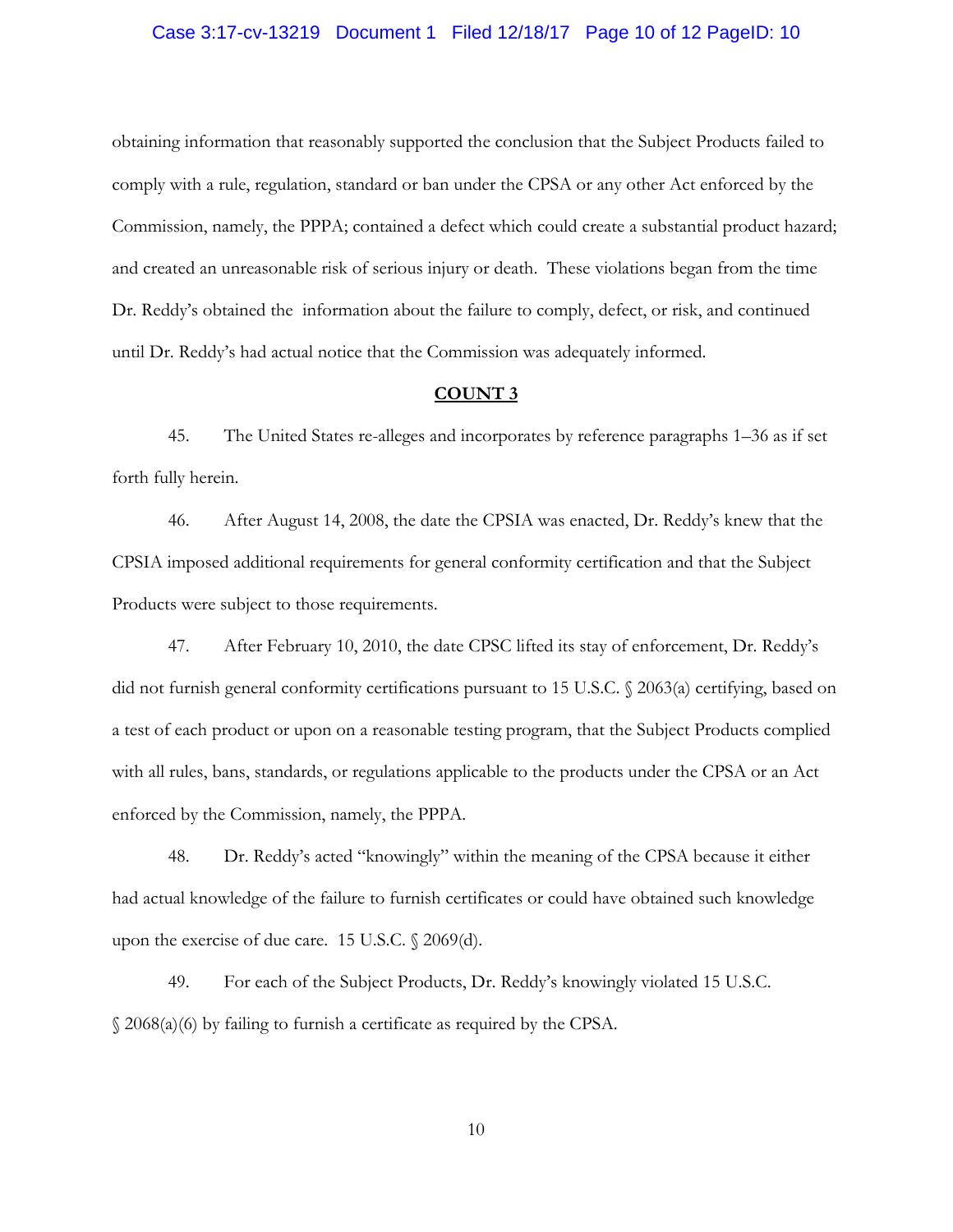obtaining information that reasonably supported the conclusion that the Subject Products failed to comply with a rule, regulation, standard or ban under the CPSA or any other Act enforced by the Commission, namely, the PPPA; contained a defect which could create a substantial product hazard; and created an unreasonable risk of serious injury or death. These violations began from the time Dr. Reddy's obtained the information about the failure to comply, defect, or risk, and continued until Dr. Reddy's had actual notice that the Commission was adequately informed.

**COUNT 3**

45. The United States re-alleges and incorporates by reference paragraphs 1–36 as if set forth fully herein.

46. After August 14, 2008, the date the CPSIA was enacted, Dr. Reddy's knew that the CPSIA imposed additional requirements for general conformity certification and that the Subject Products were subject to those requirements.

47. After February 10, 2010, the date CPSC lifted its stay of enforcement, Dr. Reddy's did not furnish general conformity certifications pursuant to 15 U.S.C. § 2063(a) certifying, based on a test of each product or upon on a reasonable testing program, that the Subject Products complied with all rules, bans, standards, or regulations applicable to the products under the CPSA or an Act enforced by the Commission, namely, the PPPA.

48. Dr. Reddy's acted "knowingly" within the meaning of the CPSA because it either had actual knowledge of the failure to furnish certificates or could have obtained such knowledge upon the exercise of due care. 15 U.S.C. § 2069(d).

49. For each of the Subject Products, Dr. Reddy's knowingly violated 15 U.S.C. § 2068(a)(6) by failing to furnish a certificate as required by the CPSA.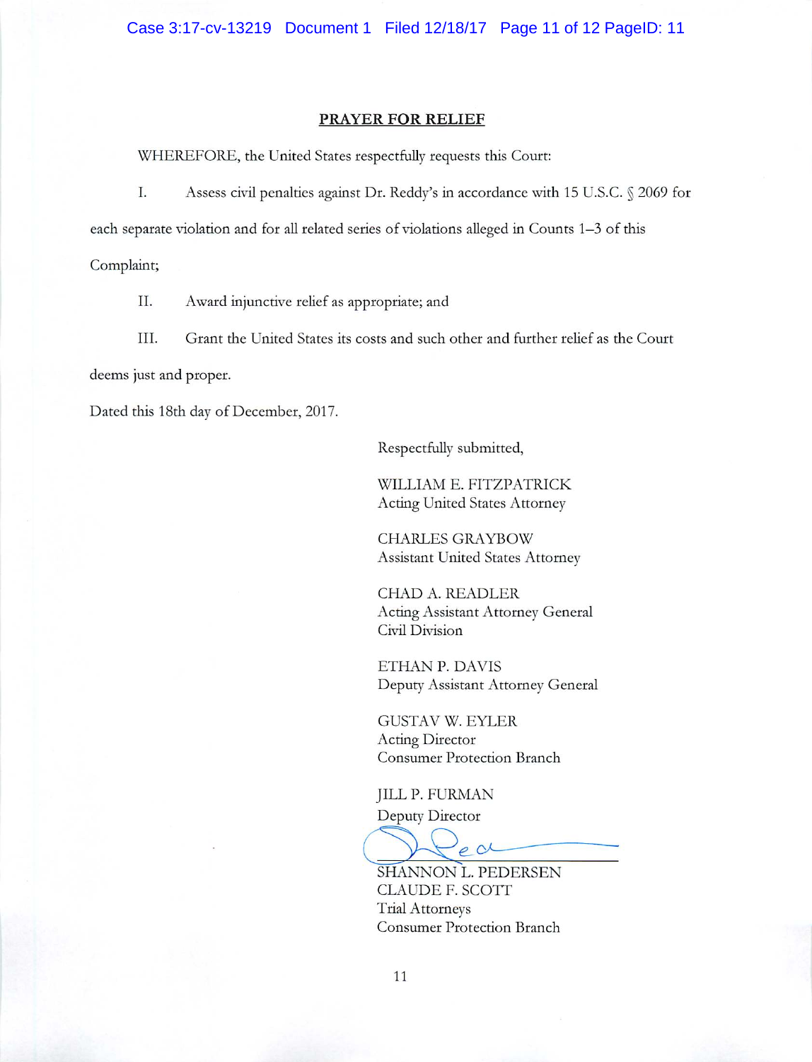## PRAYER FOR RELIEF

WHEREFORE, the United States respectfully requests this Court:

I. Assess civil penalties against Dr. Reddy's in accordance with 15 U.S.C. § 2069 for each separate violation and for all related series of violations alleged in Counts 1–3 of this Complaint;

II. Award injunctive relief as appropriate; and

III. Grant the United States its costs and such other and further relief as the Court deems just and proper.

Dated this 18th day of December, 2017.

Respectfully submitted,

WILLIAM E. FITZPATRICK
Acting United States Attorney

CHARLES GRAYBOW
Assistant United States Attorney

CHAD A. READLER
Acting Assistant Attorney General
Civil Division

ETHAN P. DAVIS
Deputy Assistant Attorney General

GUSTAV W. EYLER
Acting Director
Consumer Protection Branch

JILL P. FURMAN
Deputy Director

SHANNON L. PEDERSEN
CLAUDE F. SCOTT
Trial Attorneys
Consumer Protection Branch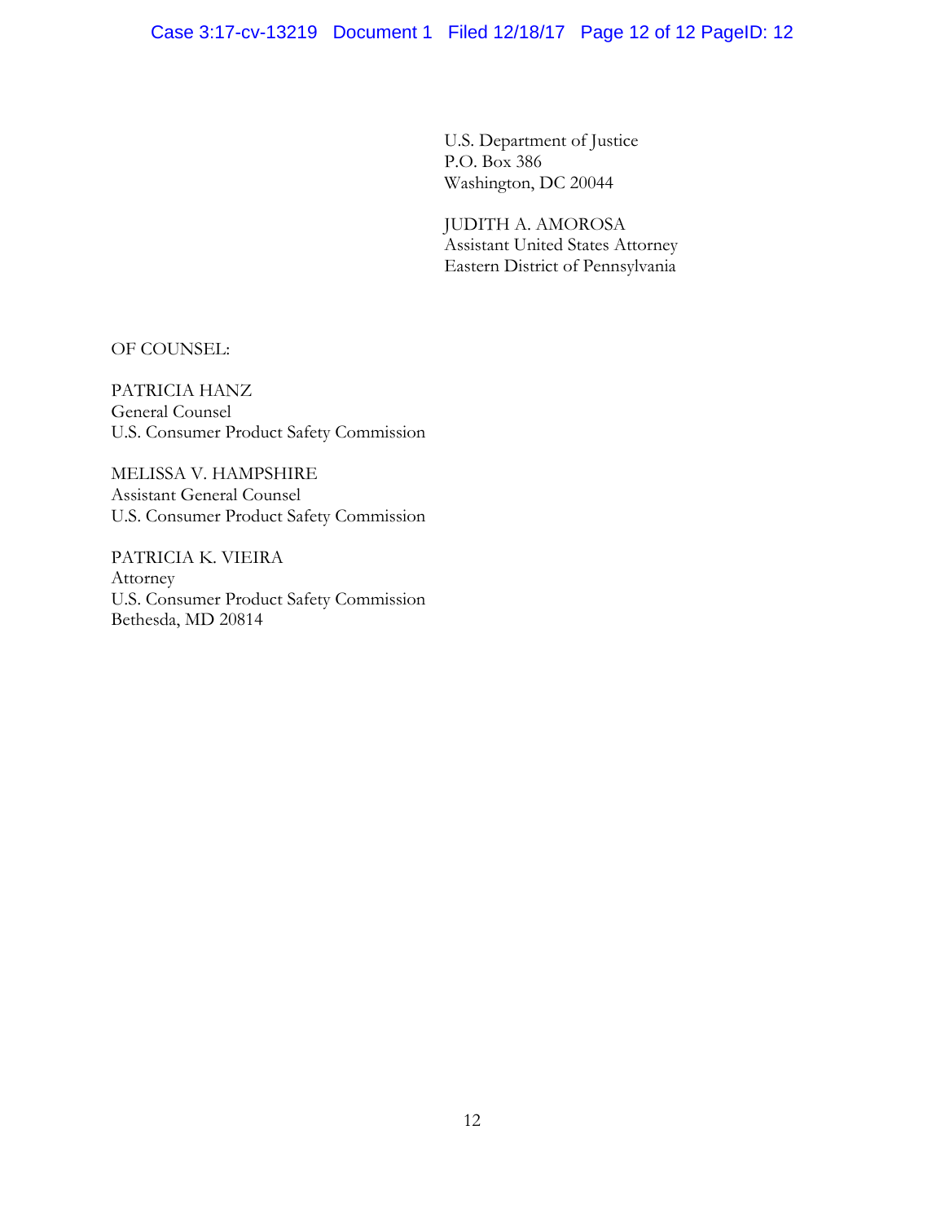U.S. Department of Justice
P.O. Box 386
Washington, DC 20044

JUDITH A. AMOROSA
Assistant United States Attorney
Eastern District of Pennsylvania

OF COUNSEL:

PATRICIA HANZ
General Counsel
U.S. Consumer Product Safety Commission

MELISSA V. HAMPSHIRE
Assistant General Counsel
U.S. Consumer Product Safety Commission

PATRICIA K. VIEIRA
Attorney
U.S. Consumer Product Safety Commission
Bethesda, MD 20814